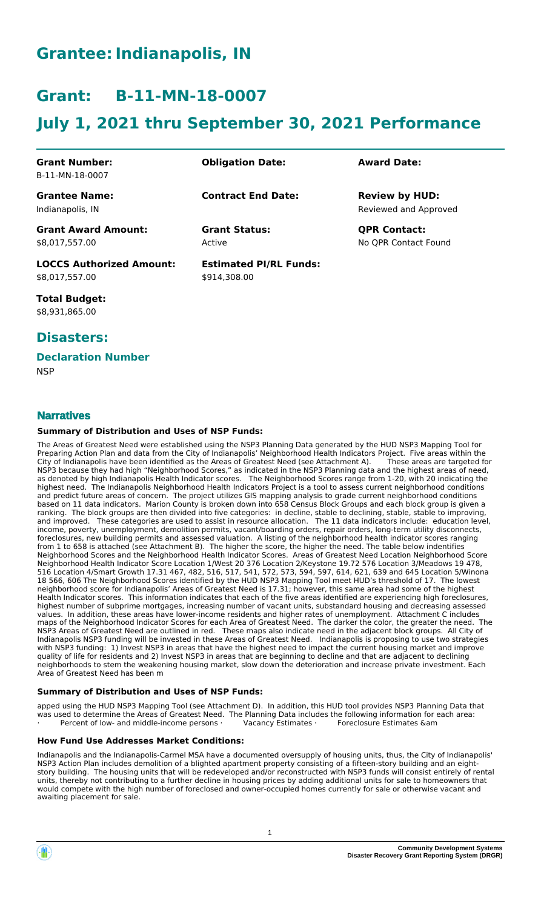# Grantee: Indianapolis, IN

# Grant: B-11-MN-18-0007

# July 1, 2021 thru September 30, 2021 Performance

| | | |
|---|---|---|
| **Grant Number:**<br>B-11-MN-18-0007 | **Obligation Date:** | **Award Date:** |
| **Grantee Name:**<br>Indianapolis, IN | **Contract End Date:** | **Review by HUD:**<br>Reviewed and Approved |
| **Grant Award Amount:**<br>$8,017,557.00 | **Grant Status:**<br>Active | **QPR Contact:**<br>No QPR Contact Found |
| **LOCCS Authorized Amount:**<br>$8,017,557.00 | **Estimated PI/RL Funds:**<br>$914,308.00 | |
| **Total Budget:**<br>$8,931,865.00 | | |

## Disasters:

### Declaration Number

NSP

## Narratives

#### Summary of Distribution and Uses of NSP Funds:

The Areas of Greatest Need were established using the NSP3 Planning Data generated by the HUD NSP3 Mapping Tool for Preparing Action Plan and data from the City of Indianapolis' Neighborhood Health Indicators Project. Five areas within the City of Indianapolis have been identified as the Areas of Greatest Need (see Attachment A). These areas are targeted for NSP3 because they had high "Neighborhood Scores," as indicated in the NSP3 Planning data and the highest areas of need, as denoted by high Indianapolis Health Indicator scores. The Neighborhood Scores range from 1-20, with 20 indicating the highest need. The Indianapolis Neighborhood Health Indicators Project is a tool to assess current neighborhood conditions and predict future areas of concern. The project utilizes GIS mapping analysis to grade current neighborhood conditions based on 11 data indicators. Marion County is broken down into 658 Census Block Groups and each block group is given a ranking. The block groups are then divided into five categories: in decline, stable to declining, stable, stable to improving, and improved. These categories are used to assist in resource allocation. The 11 data indicators include: education level, income, poverty, unemployment, demolition permits, vacant/boarding orders, repair orders, long-term utility disconnects, foreclosures, new building permits and assessed valuation. A listing of the neighborhood health indicator scores ranging from 1 to 658 is attached (see Attachment B). The higher the score, the higher the need. The table below indentifies Neighborhood Scores and the Neighborhood Health Indicator Scores. Areas of Greatest Need Location Neighborhood Score Neighborhood Health Indicator Score Location 1/West 20 376 Location 2/Keystone 19.72 576 Location 3/Meadows 19 478, 516 Location 4/Smart Growth 17.31 467, 482, 516, 517, 541, 572, 573, 594, 597, 614, 621, 639 and 645 Location 5/Winona 18 566, 606 The Neighborhood Scores identified by the HUD NSP3 Mapping Tool meet HUD's threshold of 17. The lowest neighborhood score for Indianapolis' Areas of Greatest Need is 17.31; however, this same area had some of the highest Health Indicator scores. This information indicates that each of the five areas identified are experiencing high foreclosures, highest number of subprime mortgages, increasing number of vacant units, substandard housing and decreasing assessed values. In addition, these areas have lower-income residents and higher rates of unemployment. Attachment C includes maps of the Neighborhood Indicator Scores for each Area of Greatest Need. The darker the color, the greater the need. The NSP3 Areas of Greatest Need are outlined in red. These maps also indicate need in the adjacent block groups. All City of Indianapolis NSP3 funding will be invested in these Areas of Greatest Need. Indianapolis is proposing to use two strategies with NSP3 funding: 1) Invest NSP3 in areas that have the highest need to impact the current housing market and improve quality of life for residents and 2) Invest NSP3 in areas that are beginning to decline and that are adjacent to declining neighborhoods to stem the weakening housing market, slow down the deterioration and increase private investment. Each Area of Greatest Need has been m

#### Summary of Distribution and Uses of NSP Funds:

apped using the HUD NSP3 Mapping Tool (see Attachment D). In addition, this HUD tool provides NSP3 Planning Data that was used to determine the Areas of Greatest Need. The Planning Data includes the following information for each area: · Percent of low- and middle-income persons · Vacancy Estimates · Foreclosure Estimates &am

#### How Fund Use Addresses Market Conditions:

Indianapolis and the Indianapolis-Carmel MSA have a documented oversupply of housing units, thus, the City of Indianapolis' NSP3 Action Plan includes demolition of a blighted apartment property consisting of a fifteen-story building and an eight-story building. The housing units that will be redeveloped and/or reconstructed with NSP3 funds will consist entirely of rental units, thereby not contributing to a further decline in housing prices by adding additional units for sale to homeowners that would compete with the high number of foreclosed and owner-occupied homes currently for sale or otherwise vacant and awaiting placement for sale.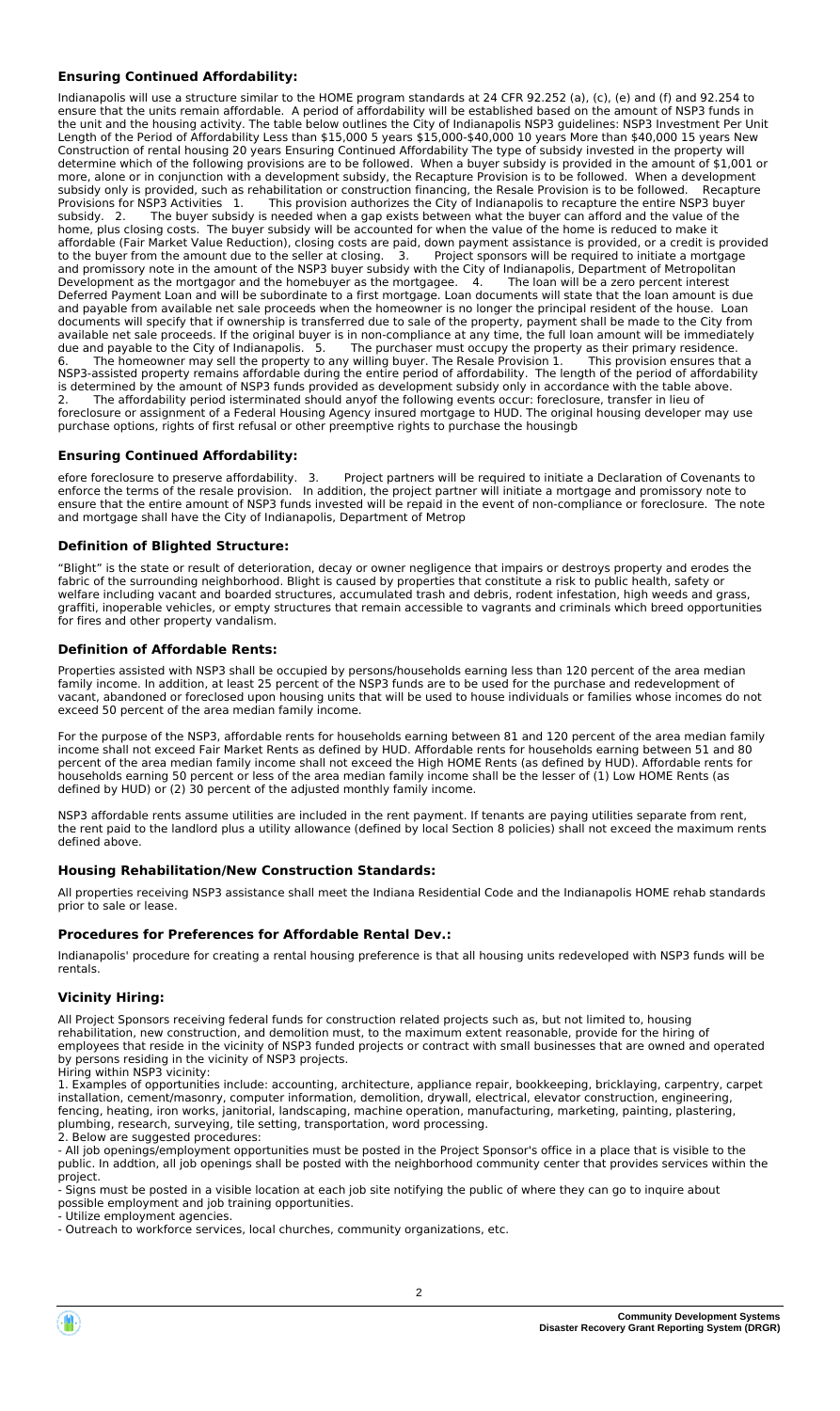### Ensuring Continued Affordability:

Indianapolis will use a structure similar to the HOME program standards at 24 CFR 92.252 (a), (c), (e) and (f) and 92.254 to ensure that the units remain affordable. A period of affordability will be established based on the amount of NSP3 funds in the unit and the housing activity. The table below outlines the City of Indianapolis NSP3 guidelines: NSP3 Investment Per Unit Length of the Period of Affordability Less than $15,000 5 years $15,000-$40,000 10 years More than $40,000 15 years New Construction of rental housing 20 years Ensuring Continued Affordability The type of subsidy invested in the property will determine which of the following provisions are to be followed. When a buyer subsidy is provided in the amount of $1,001 or more, alone or in conjunction with a development subsidy, the Recapture Provision is to be followed. When a development subsidy only is provided, such as rehabilitation or construction financing, the Resale Provision is to be followed. Recapture Provisions for NSP3 Activities 1. This provision authorizes the City of Indianapolis to recapture the entire NSP3 buyer subsidy. 2. The buyer subsidy is needed when a gap exists between what the buyer can afford and the value of the home, plus closing costs. The buyer subsidy will be accounted for when the value of the home is reduced to make it affordable (Fair Market Value Reduction), closing costs are paid, down payment assistance is provided, or a credit is provided to the buyer from the amount due to the seller at closing. 3. Project sponsors will be required to initiate a mortgage and promissory note in the amount of the NSP3 buyer subsidy with the City of Indianapolis, Department of Metropolitan Development as the mortgagor and the homebuyer as the mortgagee. 4. The loan will be a zero percent interest Deferred Payment Loan and will be subordinate to a first mortgage. Loan documents will state that the loan amount is due and payable from available net sale proceeds when the homeowner is no longer the principal resident of the house. Loan documents will specify that if ownership is transferred due to sale of the property, payment shall be made to the City from available net sale proceeds. If the original buyer is in non-compliance at any time, the full loan amount will be immediately due and payable to the City of Indianapolis. 5. The purchaser must occupy the property as their primary residence. 6. The homeowner may sell the property to any willing buyer. The Resale Provision 1. This provision ensures that a NSP3-assisted property remains affordable during the entire period of affordability. The length of the period of affordability is determined by the amount of NSP3 funds provided as development subsidy only in accordance with the table above. 2. The affordability period isterminated should anyof the following events occur: foreclosure, transfer in lieu of foreclosure or assignment of a Federal Housing Agency insured mortgage to HUD. The original housing developer may use purchase options, rights of first refusal or other preemptive rights to purchase the housingb

### Ensuring Continued Affordability:

efore foreclosure to preserve affordability. 3. Project partners will be required to initiate a Declaration of Covenants to enforce the terms of the resale provision. In addition, the project partner will initiate a mortgage and promissory note to ensure that the entire amount of NSP3 funds invested will be repaid in the event of non-compliance or foreclosure. The note and mortgage shall have the City of Indianapolis, Department of Metrop

### Definition of Blighted Structure:

"Blight" is the state or result of deterioration, decay or owner negligence that impairs or destroys property and erodes the fabric of the surrounding neighborhood. Blight is caused by properties that constitute a risk to public health, safety or welfare including vacant and boarded structures, accumulated trash and debris, rodent infestation, high weeds and grass, graffiti, inoperable vehicles, or empty structures that remain accessible to vagrants and criminals which breed opportunities for fires and other property vandalism.

### Definition of Affordable Rents:

Properties assisted with NSP3 shall be occupied by persons/households earning less than 120 percent of the area median family income. In addition, at least 25 percent of the NSP3 funds are to be used for the purchase and redevelopment of vacant, abandoned or foreclosed upon housing units that will be used to house individuals or families whose incomes do not exceed 50 percent of the area median family income.

For the purpose of the NSP3, affordable rents for households earning between 81 and 120 percent of the area median family income shall not exceed Fair Market Rents as defined by HUD. Affordable rents for households earning between 51 and 80 percent of the area median family income shall not exceed the High HOME Rents (as defined by HUD). Affordable rents for households earning 50 percent or less of the area median family income shall be the lesser of (1) Low HOME Rents (as defined by HUD) or (2) 30 percent of the adjusted monthly family income.

NSP3 affordable rents assume utilities are included in the rent payment. If tenants are paying utilities separate from rent, the rent paid to the landlord plus a utility allowance (defined by local Section 8 policies) shall not exceed the maximum rents defined above.

### Housing Rehabilitation/New Construction Standards:

All properties receiving NSP3 assistance shall meet the Indiana Residential Code and the Indianapolis HOME rehab standards prior to sale or lease.

### Procedures for Preferences for Affordable Rental Dev.:

Indianapolis' procedure for creating a rental housing preference is that all housing units redeveloped with NSP3 funds will be rentals.

### Vicinity Hiring:

All Project Sponsors receiving federal funds for construction related projects such as, but not limited to, housing rehabilitation, new construction, and demolition must, to the maximum extent reasonable, provide for the hiring of employees that reside in the vicinity of NSP3 funded projects or contract with small businesses that are owned and operated by persons residing in the vicinity of NSP3 projects.

Hiring within NSP3 vicinity:

1. Examples of opportunities include: accounting, architecture, appliance repair, bookkeeping, bricklaying, carpentry, carpet installation, cement/masonry, computer information, demolition, drywall, electrical, elevator construction, engineering, fencing, heating, iron works, janitorial, landscaping, machine operation, manufacturing, marketing, painting, plastering, plumbing, research, surveying, tile setting, transportation, word processing.
2. Below are suggested procedures:

- All job openings/employment opportunities must be posted in the Project Sponsor's office in a place that is visible to the public. In addtion, all job openings shall be posted with the neighborhood community center that provides services within the project.
- Signs must be posted in a visible location at each job site notifying the public of where they can go to inquire about possible employment and job training opportunities.
- Utilize employment agencies.
- Outreach to workforce services, local churches, community organizations, etc.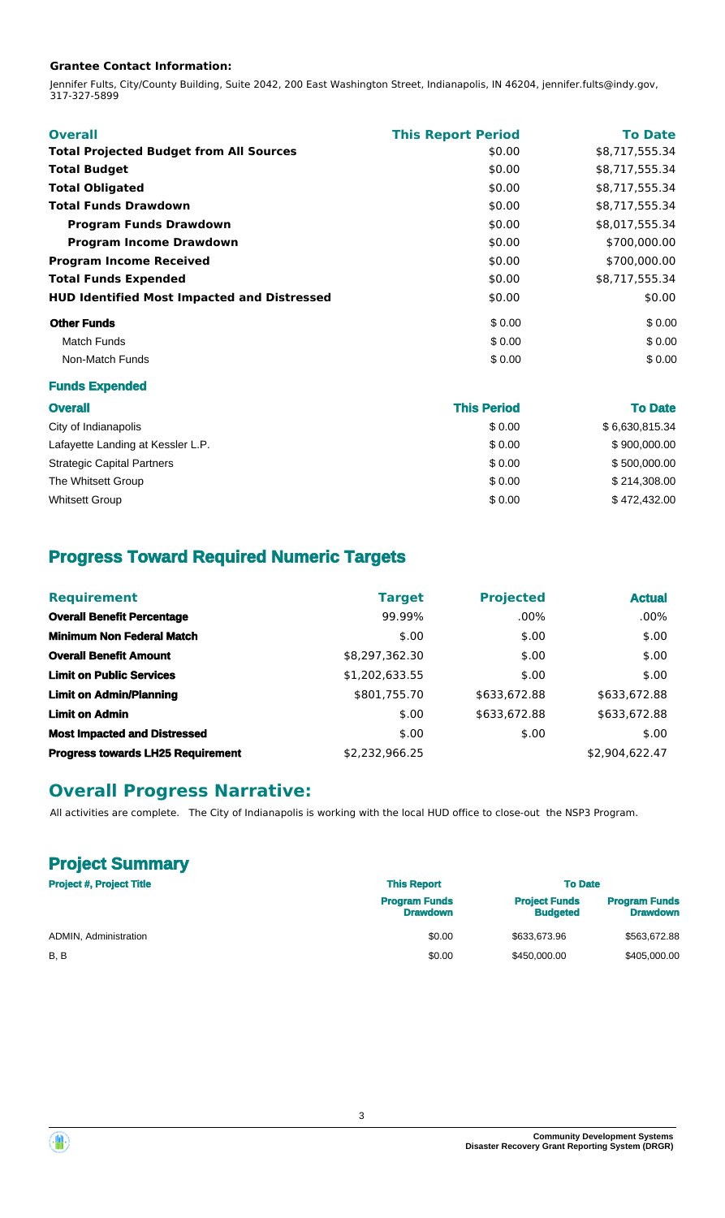**Grantee Contact Information:**

Jennifer Fults, City/County Building, Suite 2042, 200 East Washington Street, Indianapolis, IN 46204, jennifer.fults@indy.gov, 317-327-5899

| Overall | This Report Period | To Date |
|---|---|---|
| **Total Projected Budget from All Sources** | $0.00 | $8,717,555.34 |
| **Total Budget** | $0.00 | $8,717,555.34 |
| **Total Obligated** | $0.00 | $8,717,555.34 |
| **Total Funds Drawdown** | $0.00 | $8,717,555.34 |
| **Program Funds Drawdown** | $0.00 | $8,017,555.34 |
| **Program Income Drawdown** | $0.00 | $700,000.00 |
| **Program Income Received** | $0.00 | $700,000.00 |
| **Total Funds Expended** | $0.00 | $8,717,555.34 |
| **HUD Identified Most Impacted and Distressed** | $0.00 | $0.00 |
| **Other Funds** | $ 0.00 | $ 0.00 |
| Match Funds | $ 0.00 | $ 0.00 |
| Non-Match Funds | $ 0.00 | $ 0.00 |

**Funds Expended**

| Overall | This Period | To Date |
|---|---|---|
| City of Indianapolis | $ 0.00 | $ 6,630,815.34 |
| Lafayette Landing at Kessler L.P. | $ 0.00 | $ 900,000.00 |
| Strategic Capital Partners | $ 0.00 | $ 500,000.00 |
| The Whitsett Group | $ 0.00 | $ 214,308.00 |
| Whitsett Group | $ 0.00 | $ 472,432.00 |

## Progress Toward Required Numeric Targets

| Requirement | Target | Projected | Actual |
|---|---|---|---|
| **Overall Benefit Percentage** | 99.99% | .00% | .00% |
| **Minimum Non Federal Match** | $.00 | $.00 | $.00 |
| **Overall Benefit Amount** | $8,297,362.30 | $.00 | $.00 |
| **Limit on Public Services** | $1,202,633.55 | $.00 | $.00 |
| **Limit on Admin/Planning** | $801,755.70 | $633,672.88 | $633,672.88 |
| **Limit on Admin** | $.00 | $633,672.88 | $633,672.88 |
| **Most Impacted and Distressed** | $.00 | $.00 | $.00 |
| **Progress towards LH25 Requirement** | $2,232,966.25 | | $2,904,622.47 |

## Overall Progress Narrative:

All activities are complete. The City of Indianapolis is working with the local HUD office to close-out the NSP3 Program.

## Project Summary

| Project #, Project Title | This Report | To Date | |
|---|---|---|---|
| | Program Funds Drawdown | Project Funds Budgeted | Program Funds Drawdown |
| ADMIN, Administration | $0.00 | $633,673.96 | $563,672.88 |
| B, B | $0.00 | $450,000.00 | $405,000.00 |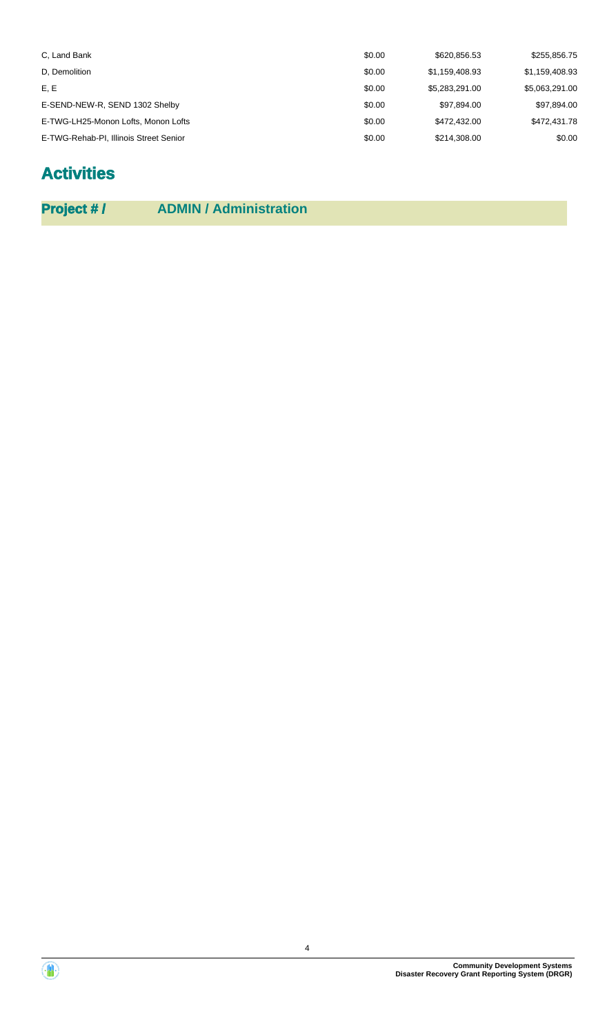| | | | |
|---|---|---|---|
| C, Land Bank | $0.00 | $620,856.53 | $255,856.75 |
| D, Demolition | $0.00 | $1,159,408.93 | $1,159,408.93 |
| E, E | $0.00 | $5,283,291.00 | $5,063,291.00 |
| E-SEND-NEW-R, SEND 1302 Shelby | $0.00 | $97,894.00 | $97,894.00 |
| E-TWG-LH25-Monon Lofts, Monon Lofts | $0.00 | $472,432.00 | $472,431.78 |
| E-TWG-Rehab-PI, Illinois Street Senior | $0.00 | $214,308.00 | $0.00 |

# Activities

**Project # / ADMIN / Administration**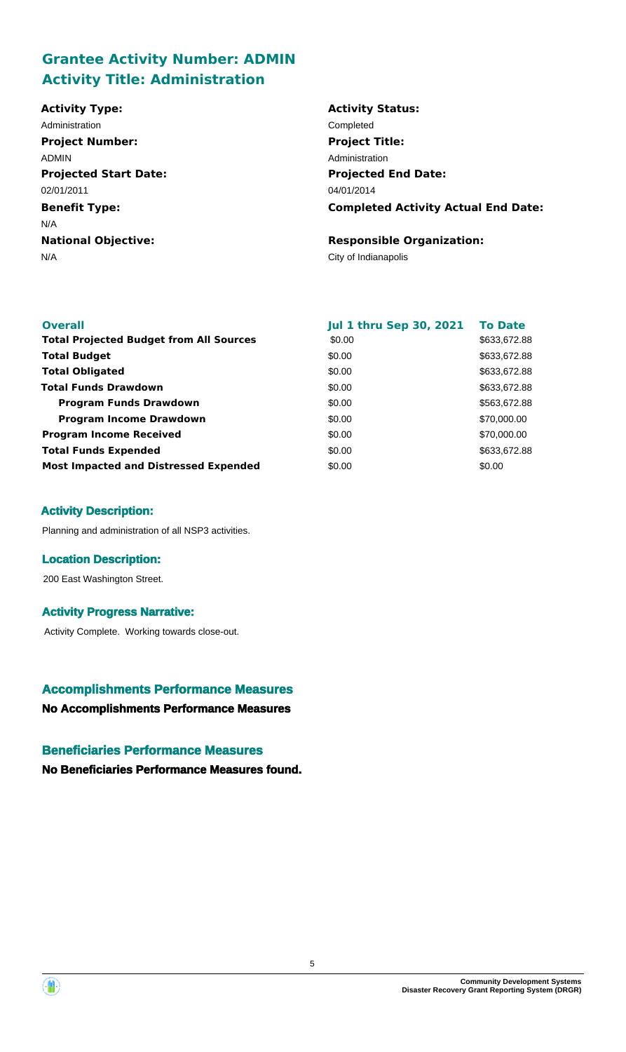## Grantee Activity Number: ADMIN
## Activity Title: Administration

**Activity Type:**
Administration

**Activity Status:**
Completed

**Project Number:**
ADMIN

**Project Title:**
Administration

**Projected Start Date:**
02/01/2011

**Projected End Date:**
04/01/2014

**Benefit Type:**
N/A

**Completed Activity Actual End Date:**

**National Objective:**
N/A

**Responsible Organization:**
City of Indianapolis

| Overall | Jul 1 thru Sep 30, 2021 | To Date |
|---|---|---|
| **Total Projected Budget from All Sources** | $0.00 | $633,672.88 |
| **Total Budget** | $0.00 | $633,672.88 |
| **Total Obligated** | $0.00 | $633,672.88 |
| **Total Funds Drawdown** | $0.00 | $633,672.88 |
| **Program Funds Drawdown** | $0.00 | $563,672.88 |
| **Program Income Drawdown** | $0.00 | $70,000.00 |
| **Program Income Received** | $0.00 | $70,000.00 |
| **Total Funds Expended** | $0.00 | $633,672.88 |
| **Most Impacted and Distressed Expended** | $0.00 | $0.00 |

### Activity Description:

Planning and administration of all NSP3 activities.

### Location Description:

200 East Washington Street.

### Activity Progress Narrative:

Activity Complete. Working towards close-out.

## Accomplishments Performance Measures

**No Accomplishments Performance Measures**

## Beneficiaries Performance Measures

**No Beneficiaries Performance Measures found.**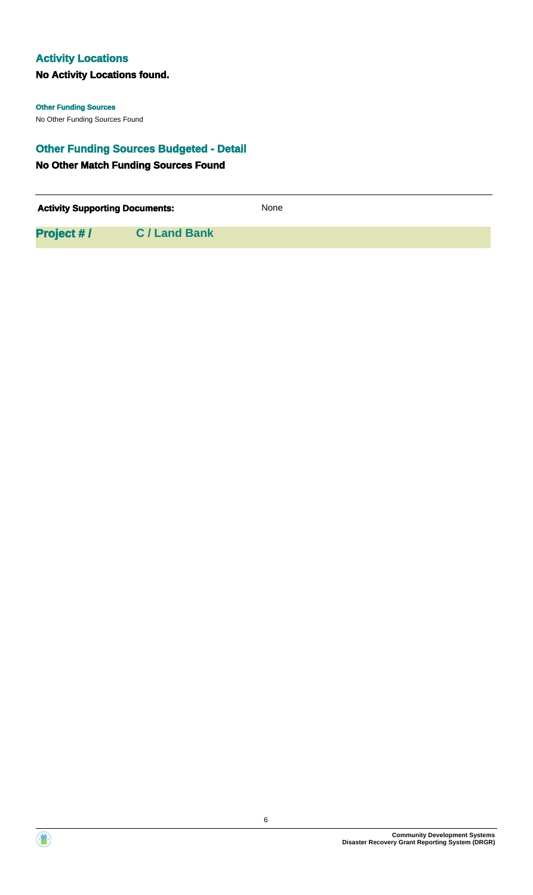## Activity Locations

**No Activity Locations found.**

#### Other Funding Sources

No Other Funding Sources Found

## Other Funding Sources Budgeted - Detail

**No Other Match Funding Sources Found**

---

| **Activity Supporting Documents:** | None |
|---|---|

## Project # / C / Land Bank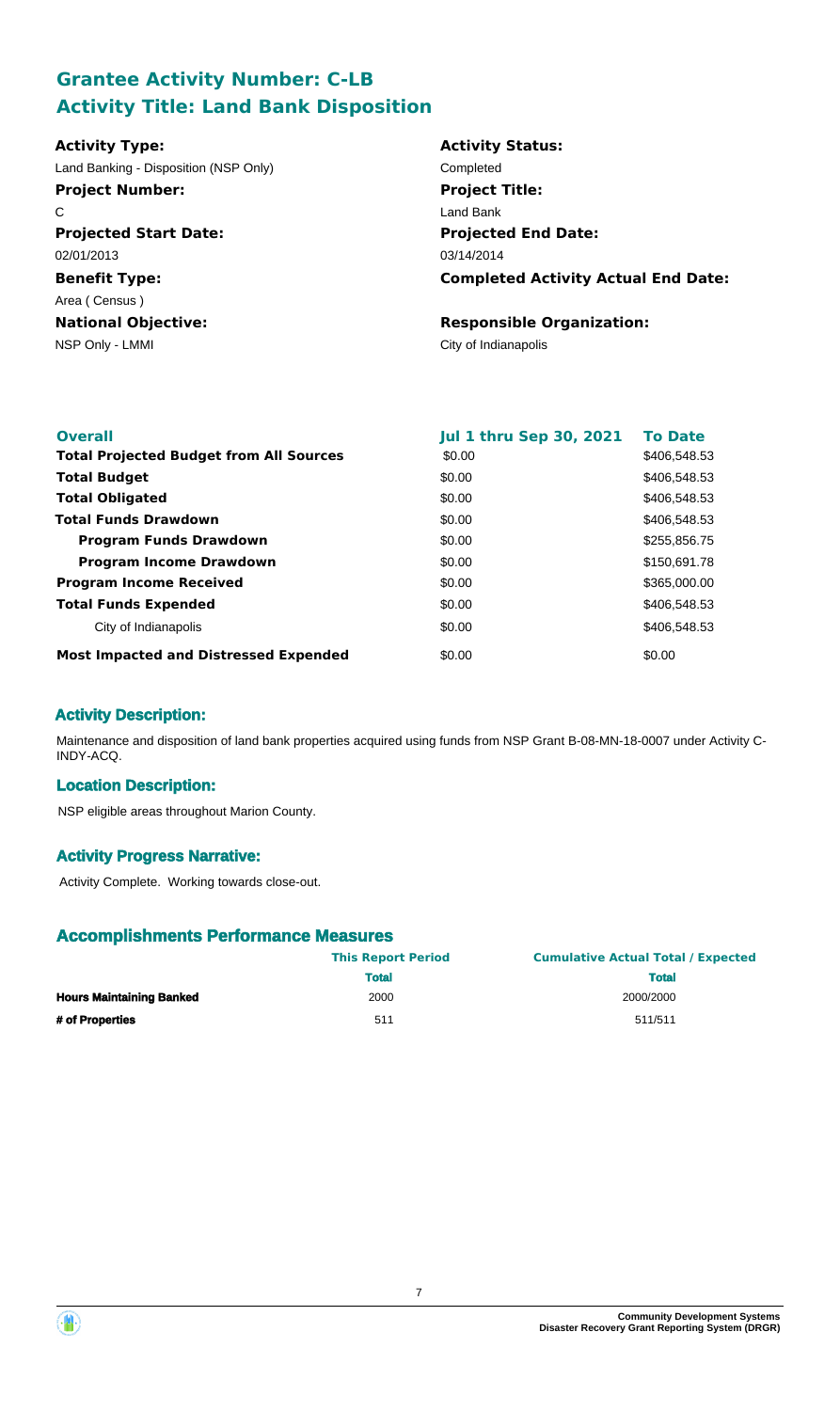## Grantee Activity Number: C-LB
## Activity Title: Land Bank Disposition

**Activity Type:**
Land Banking - Disposition (NSP Only)

**Project Number:**
C

**Projected Start Date:**
02/01/2013

**Benefit Type:**
Area ( Census )

**National Objective:**
NSP Only - LMMI

**Activity Status:**
Completed

**Project Title:**
Land Bank

**Projected End Date:**
03/14/2014

**Completed Activity Actual End Date:**

**Responsible Organization:**
City of Indianapolis

| Overall | Jul 1 thru Sep 30, 2021 | To Date |
|---|---|---|
| **Total Projected Budget from All Sources** | \$0.00 | \$406,548.53 |
| **Total Budget** | \$0.00 | \$406,548.53 |
| **Total Obligated** | \$0.00 | \$406,548.53 |
| **Total Funds Drawdown** | \$0.00 | \$406,548.53 |
| **Program Funds Drawdown** | \$0.00 | \$255,856.75 |
| **Program Income Drawdown** | \$0.00 | \$150,691.78 |
| **Program Income Received** | \$0.00 | \$365,000.00 |
| **Total Funds Expended** | \$0.00 | \$406,548.53 |
| City of Indianapolis | \$0.00 | \$406,548.53 |
| **Most Impacted and Distressed Expended** | \$0.00 | \$0.00 |

### Activity Description:

Maintenance and disposition of land bank properties acquired using funds from NSP Grant B-08-MN-18-0007 under Activity C-INDY-ACQ.

### Location Description:

NSP eligible areas throughout Marion County.

### Activity Progress Narrative:

Activity Complete. Working towards close-out.

### Accomplishments Performance Measures

| | This Report Period | Cumulative Actual Total / Expected |
|---|---|---|
| | **Total** | **Total** |
| **Hours Maintaining Banked** | 2000 | 2000/2000 |
| **# of Properties** | 511 | 511/511 |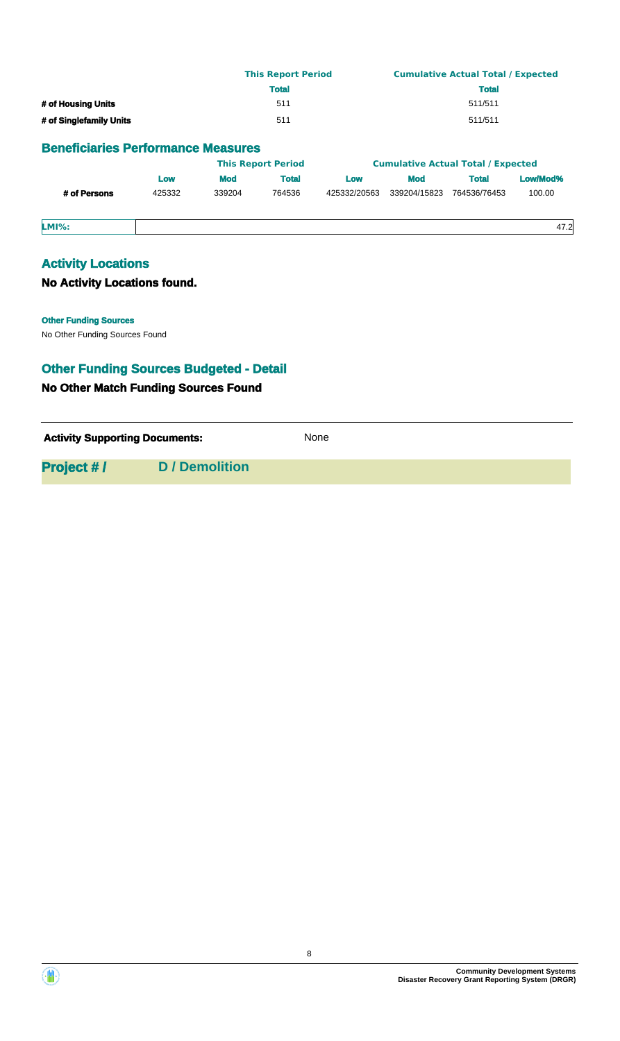| | This Report Period | Cumulative Actual Total / Expected |
|---|---|---|
| | Total | Total |
| # of Housing Units | 511 | 511/511 |
| # of Singlefamily Units | 511 | 511/511 |

## Beneficiaries Performance Measures

| | This Report Period | | | Cumulative Actual Total / Expected | | | |
|---|---|---|---|---|---|---|---|
| | Low | Mod | Total | Low | Mod | Total | Low/Mod% |
| # of Persons | 425332 | 339204 | 764536 | 425332/20563 | 339204/15823 | 764536/76453 | 100.00 |

| LMI%: | 47.2 |
|---|---|

## Activity Locations

### No Activity Locations found.

**Other Funding Sources**

No Other Funding Sources Found

## Other Funding Sources Budgeted - Detail

### No Other Match Funding Sources Found

**Activity Supporting Documents:** None

**Project # / D / Demolition**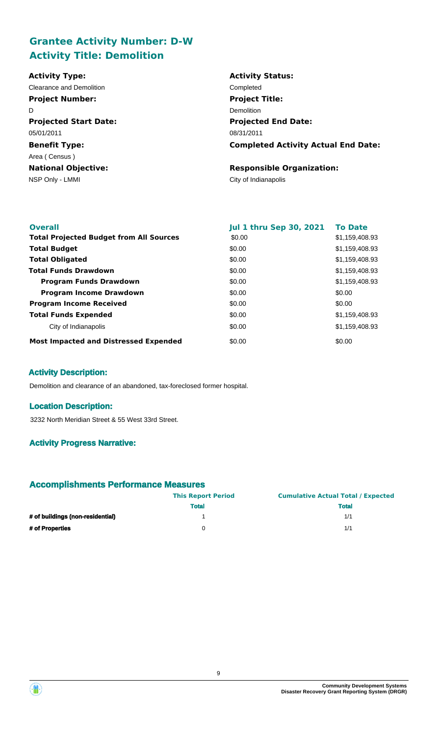## Grantee Activity Number: D-W
## Activity Title: Demolition

**Activity Type:**
Clearance and Demolition

**Activity Status:**
Completed

**Project Number:**
D

**Project Title:**
Demolition

**Projected Start Date:**
05/01/2011

**Projected End Date:**
08/31/2011

**Benefit Type:**
Area ( Census )

**Completed Activity Actual End Date:**

**National Objective:**
NSP Only - LMMI

**Responsible Organization:**
City of Indianapolis

| Overall | Jul 1 thru Sep 30, 2021 | To Date |
|---|---|---|
| **Total Projected Budget from All Sources** | $0.00 | $1,159,408.93 |
| **Total Budget** | $0.00 | $1,159,408.93 |
| **Total Obligated** | $0.00 | $1,159,408.93 |
| **Total Funds Drawdown** | $0.00 | $1,159,408.93 |
| **Program Funds Drawdown** | $0.00 | $1,159,408.93 |
| **Program Income Drawdown** | $0.00 | $0.00 |
| **Program Income Received** | $0.00 | $0.00 |
| **Total Funds Expended** | $0.00 | $1,159,408.93 |
| City of Indianapolis | $0.00 | $1,159,408.93 |
| **Most Impacted and Distressed Expended** | $0.00 | $0.00 |

### Activity Description:

Demolition and clearance of an abandoned, tax-foreclosed former hospital.

### Location Description:

3232 North Meridian Street & 55 West 33rd Street.

### Activity Progress Narrative:

### Accomplishments Performance Measures

| | This Report Period | Cumulative Actual Total / Expected |
|---|---|---|
| | **Total** | **Total** |
| **# of buildings (non-residential)** | 1 | 1/1 |
| **# of Properties** | 0 | 1/1 |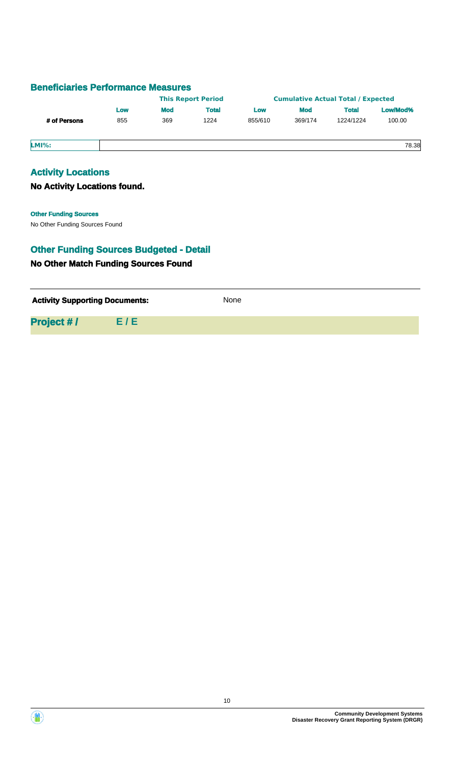## Beneficiaries Performance Measures

| | This Report Period | | | Cumulative Actual Total / Expected | | | |
|---|---|---|---|---|---|---|---|
| | Low | Mod | Total | Low | Mod | Total | Low/Mod% |
| # of Persons | 855 | 369 | 1224 | 855/610 | 369/174 | 1224/1224 | 100.00 |

| LMI%: | 78.38 |
|---|---|

## Activity Locations

### No Activity Locations found.

**Other Funding Sources**

No Other Funding Sources Found

## Other Funding Sources Budgeted - Detail

### No Other Match Funding Sources Found

**Activity Supporting Documents:** None

**Project # / E / E**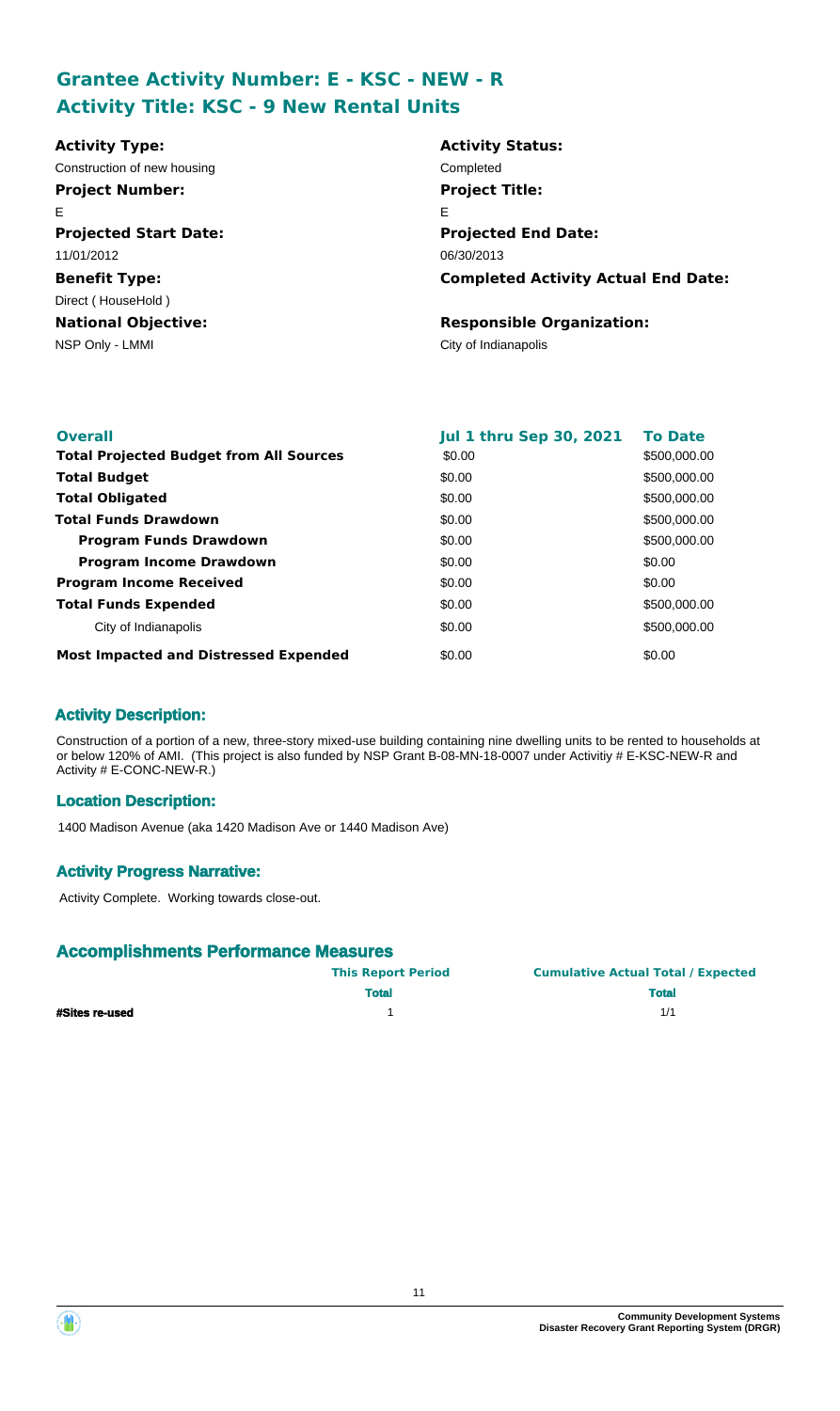## Grantee Activity Number: E - KSC - NEW - R
## Activity Title: KSC - 9 New Rental Units

| | |
|---|---|
| **Activity Type:** | **Activity Status:** |
| Construction of new housing | Completed |
| **Project Number:** | **Project Title:** |
| E | E |
| **Projected Start Date:** | **Projected End Date:** |
| 11/01/2012 | 06/30/2013 |
| **Benefit Type:** | **Completed Activity Actual End Date:** |
| Direct ( HouseHold ) | |
| **National Objective:** | **Responsible Organization:** |
| NSP Only - LMMI | City of Indianapolis |

| **Overall** | **Jul 1 thru Sep 30, 2021** | **To Date** |
|---|---|---|
| **Total Projected Budget from All Sources** | \$0.00 | \$500,000.00 |
| **Total Budget** | \$0.00 | \$500,000.00 |
| **Total Obligated** | \$0.00 | \$500,000.00 |
| **Total Funds Drawdown** | \$0.00 | \$500,000.00 |
| **Program Funds Drawdown** | \$0.00 | \$500,000.00 |
| **Program Income Drawdown** | \$0.00 | \$0.00 |
| **Program Income Received** | \$0.00 | \$0.00 |
| **Total Funds Expended** | \$0.00 | \$500,000.00 |
| City of Indianapolis | \$0.00 | \$500,000.00 |
| **Most Impacted and Distressed Expended** | \$0.00 | \$0.00 |

### Activity Description:

Construction of a portion of a new, three-story mixed-use building containing nine dwelling units to be rented to households at or below 120% of AMI. (This project is also funded by NSP Grant B-08-MN-18-0007 under Activitiy # E-KSC-NEW-R and Activity # E-CONC-NEW-R.)

### Location Description:

1400 Madison Avenue (aka 1420 Madison Ave or 1440 Madison Ave)

### Activity Progress Narrative:

Activity Complete. Working towards close-out.

### Accomplishments Performance Measures

| | This Report Period | Cumulative Actual Total / Expected |
|---|---|---|
| | **Total** | **Total** |
| **#Sites re-used** | 1 | 1/1 |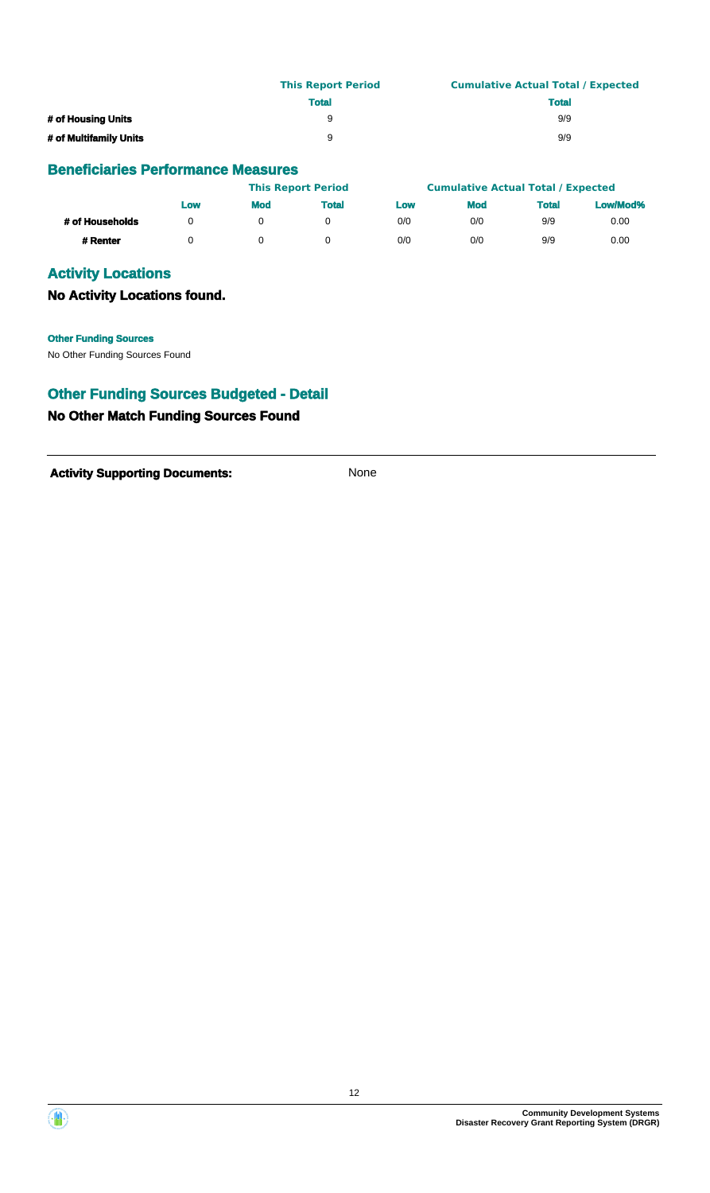| | This Report Period | Cumulative Actual Total / Expected |
|---|---|---|
| | Total | Total |
| # of Housing Units | 9 | 9/9 |
| # of Multifamily Units | 9 | 9/9 |

## Beneficiaries Performance Measures

| | This Report Period | | | Cumulative Actual Total / Expected | | | |
|---|---|---|---|---|---|---|---|
| | Low | Mod | Total | Low | Mod | Total | Low/Mod% |
| # of Households | 0 | 0 | 0 | 0/0 | 0/0 | 9/9 | 0.00 |
| # Renter | 0 | 0 | 0 | 0/0 | 0/0 | 9/9 | 0.00 |

## Activity Locations

### No Activity Locations found.

**Other Funding Sources**

No Other Funding Sources Found

## Other Funding Sources Budgeted - Detail

### No Other Match Funding Sources Found

**Activity Supporting Documents:** None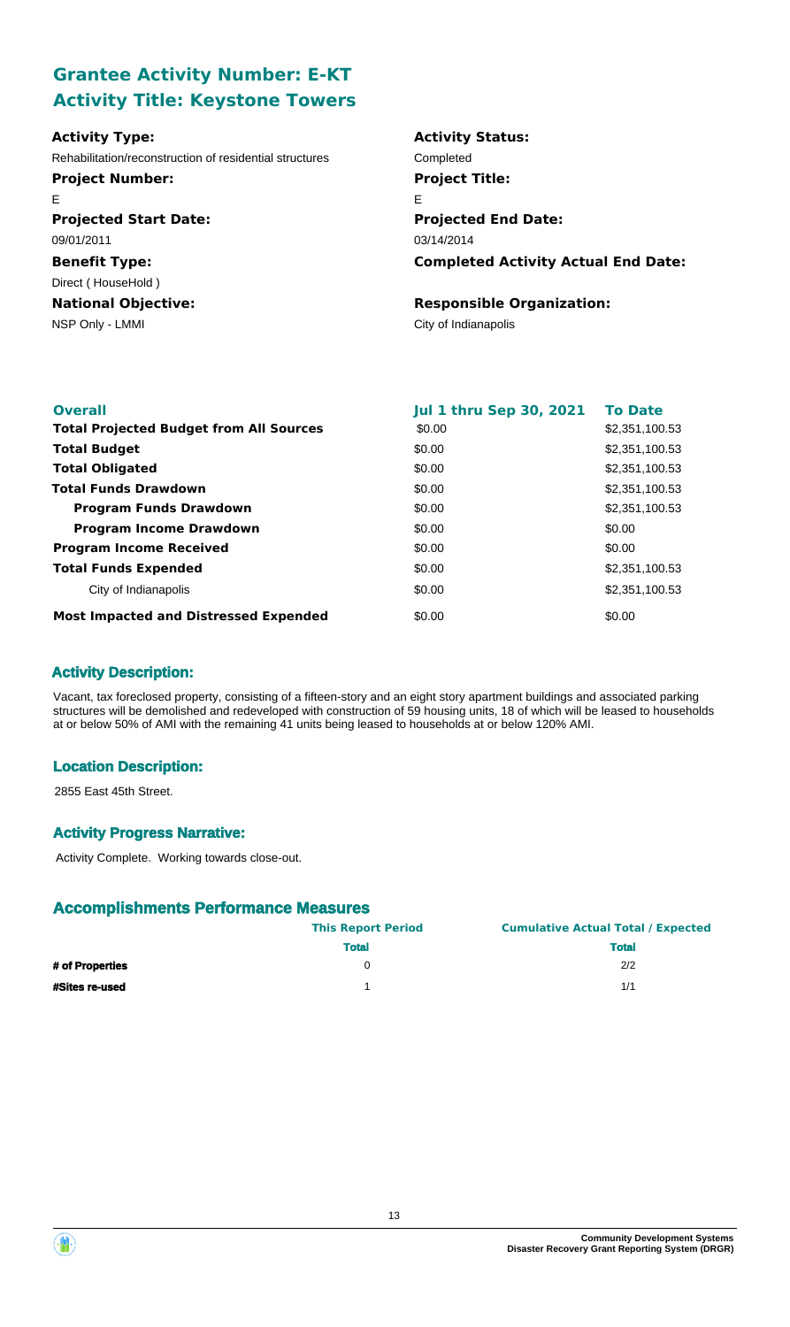## Grantee Activity Number: E-KT
## Activity Title: Keystone Towers

**Activity Type:**
Rehabilitation/reconstruction of residential structures

**Activity Status:**
Completed

**Project Number:**
E

**Project Title:**
E

**Projected Start Date:**
09/01/2011

**Projected End Date:**
03/14/2014

**Benefit Type:**
Direct ( HouseHold )

**Completed Activity Actual End Date:**

**National Objective:**
NSP Only - LMMI

**Responsible Organization:**
City of Indianapolis

| Overall | Jul 1 thru Sep 30, 2021 | To Date |
| --- | --- | --- |
| **Total Projected Budget from All Sources** | $0.00 | $2,351,100.53 |
| **Total Budget** | $0.00 | $2,351,100.53 |
| **Total Obligated** | $0.00 | $2,351,100.53 |
| **Total Funds Drawdown** | $0.00 | $2,351,100.53 |
| **Program Funds Drawdown** | $0.00 | $2,351,100.53 |
| **Program Income Drawdown** | $0.00 | $0.00 |
| **Program Income Received** | $0.00 | $0.00 |
| **Total Funds Expended** | $0.00 | $2,351,100.53 |
| City of Indianapolis | $0.00 | $2,351,100.53 |
| **Most Impacted and Distressed Expended** | $0.00 | $0.00 |

### Activity Description:

Vacant, tax foreclosed property, consisting of a fifteen-story and an eight story apartment buildings and associated parking structures will be demolished and redeveloped with construction of 59 housing units, 18 of which will be leased to households at or below 50% of AMI with the remaining 41 units being leased to households at or below 120% AMI.

### Location Description:

2855 East 45th Street.

### Activity Progress Narrative:

Activity Complete. Working towards close-out.

### Accomplishments Performance Measures

| | This Report Period | Cumulative Actual Total / Expected |
| --- | --- | --- |
| | Total | Total |
| # of Properties | 0 | 2/2 |
| #Sites re-used | 1 | 1/1 |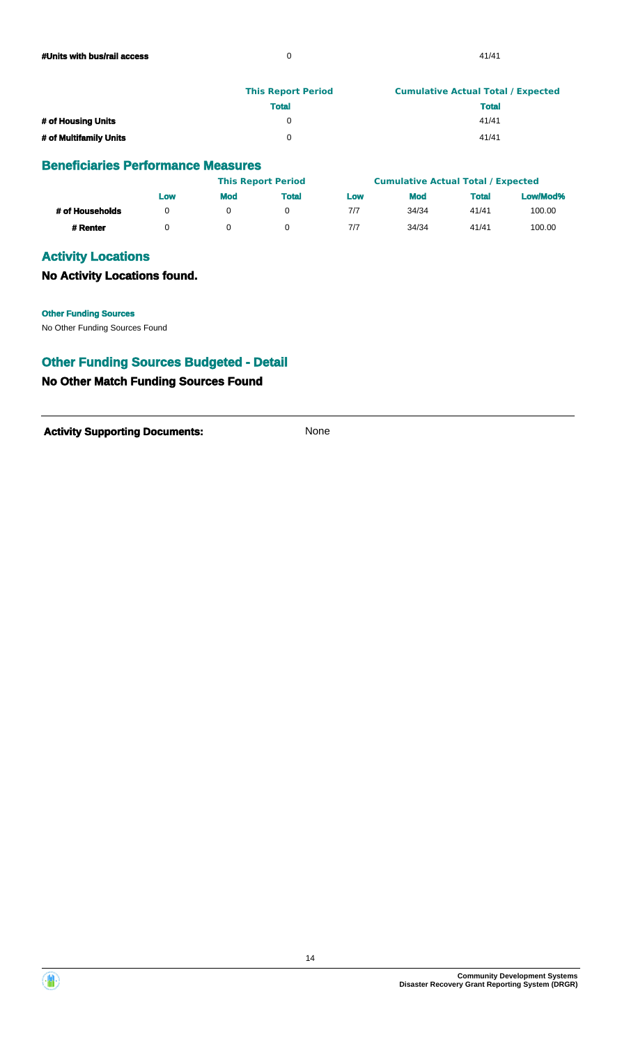| | | |
|---|---|---|
| **#Units with bus/rail access** | 0 | 41/41 |

| | This Report Period | Cumulative Actual Total / Expected |
|---|---|---|
| | **Total** | **Total** |
| **# of Housing Units** | 0 | 41/41 |
| **# of Multifamily Units** | 0 | 41/41 |

## Beneficiaries Performance Measures

| | This Report Period | | | Cumulative Actual Total / Expected | | | |
|---|---|---|---|---|---|---|---|
| | **Low** | **Mod** | **Total** | **Low** | **Mod** | **Total** | **Low/Mod%** |
| **# of Households** | 0 | 0 | 0 | 7/7 | 34/34 | 41/41 | 100.00 |
| **# Renter** | 0 | 0 | 0 | 7/7 | 34/34 | 41/41 | 100.00 |

## Activity Locations

### No Activity Locations found.

**Other Funding Sources**

No Other Funding Sources Found

## Other Funding Sources Budgeted - Detail

### No Other Match Funding Sources Found

**Activity Supporting Documents:** None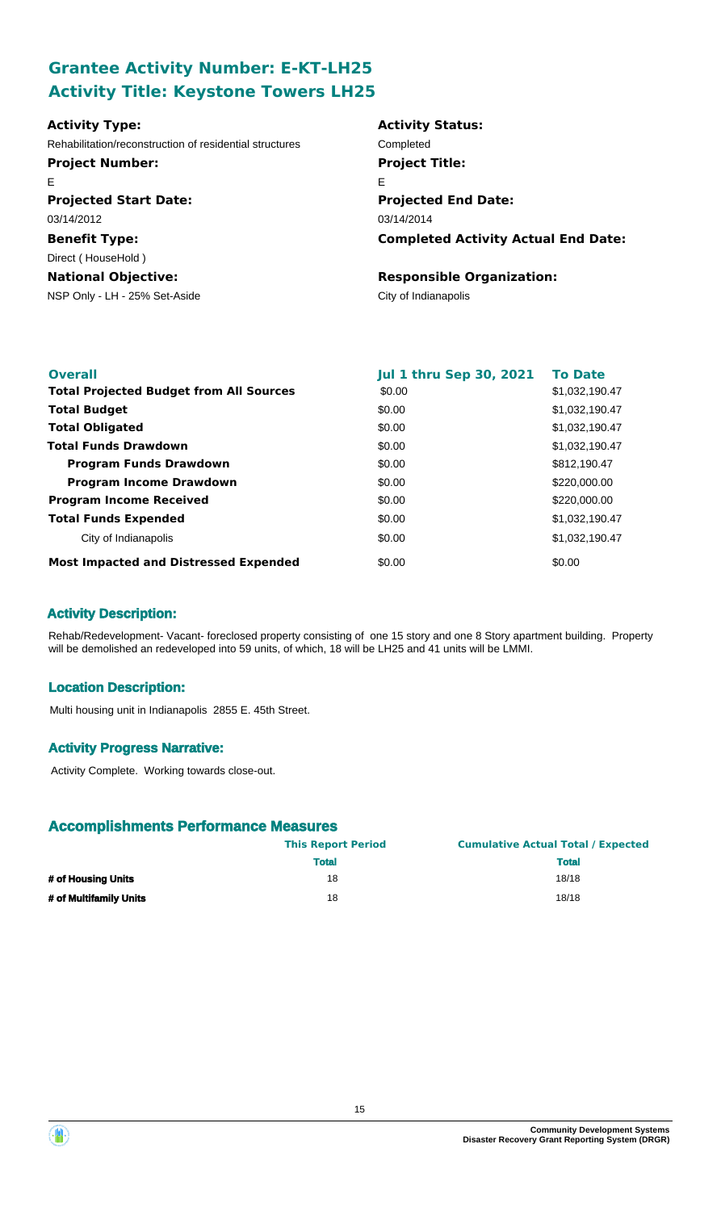## Grantee Activity Number: E-KT-LH25
## Activity Title: Keystone Towers LH25

**Activity Type:**
Rehabilitation/reconstruction of residential structures

**Activity Status:**
Completed

**Project Number:**
E

**Project Title:**
E

**Projected Start Date:**
03/14/2012

**Projected End Date:**
03/14/2014

**Benefit Type:**
Direct ( HouseHold )

**Completed Activity Actual End Date:**

**National Objective:**
NSP Only - LH - 25% Set-Aside

**Responsible Organization:**
City of Indianapolis

| Overall | Jul 1 thru Sep 30, 2021 | To Date |
|---|---|---|
| **Total Projected Budget from All Sources** | \$0.00 | \$1,032,190.47 |
| **Total Budget** | \$0.00 | \$1,032,190.47 |
| **Total Obligated** | \$0.00 | \$1,032,190.47 |
| **Total Funds Drawdown** | \$0.00 | \$1,032,190.47 |
| **Program Funds Drawdown** | \$0.00 | \$812,190.47 |
| **Program Income Drawdown** | \$0.00 | \$220,000.00 |
| **Program Income Received** | \$0.00 | \$220,000.00 |
| **Total Funds Expended** | \$0.00 | \$1,032,190.47 |
| City of Indianapolis | \$0.00 | \$1,032,190.47 |
| **Most Impacted and Distressed Expended** | \$0.00 | \$0.00 |

### Activity Description:

Rehab/Redevelopment- Vacant- foreclosed property consisting of one 15 story and one 8 Story apartment building. Property will be demolished an redeveloped into 59 units, of which, 18 will be LH25 and 41 units will be LMMI.

### Location Description:

Multi housing unit in Indianapolis 2855 E. 45th Street.

### Activity Progress Narrative:

Activity Complete. Working towards close-out.

### Accomplishments Performance Measures

| | This Report Period | Cumulative Actual Total / Expected |
|---|---|---|
| | **Total** | **Total** |
| **# of Housing Units** | 18 | 18/18 |
| **# of Multifamily Units** | 18 | 18/18 |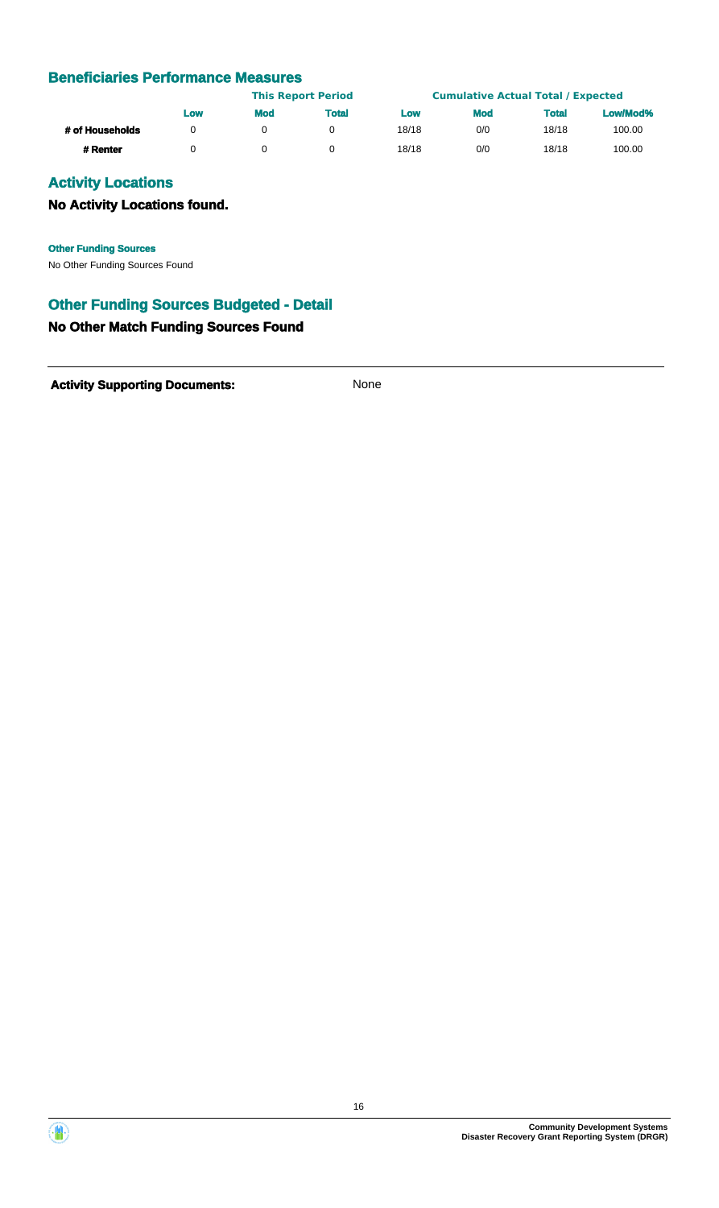## Beneficiaries Performance Measures

| | This Report Period | | | Cumulative Actual Total / Expected | | | |
|---|---|---|---|---|---|---|---|
| | **Low** | **Mod** | **Total** | **Low** | **Mod** | **Total** | **Low/Mod%** |
| **# of Households** | 0 | 0 | 0 | 18/18 | 0/0 | 18/18 | 100.00 |
| **# Renter** | 0 | 0 | 0 | 18/18 | 0/0 | 18/18 | 100.00 |

## Activity Locations

### No Activity Locations found.

**Other Funding Sources**

No Other Funding Sources Found

## Other Funding Sources Budgeted - Detail

### No Other Match Funding Sources Found

**Activity Supporting Documents:** None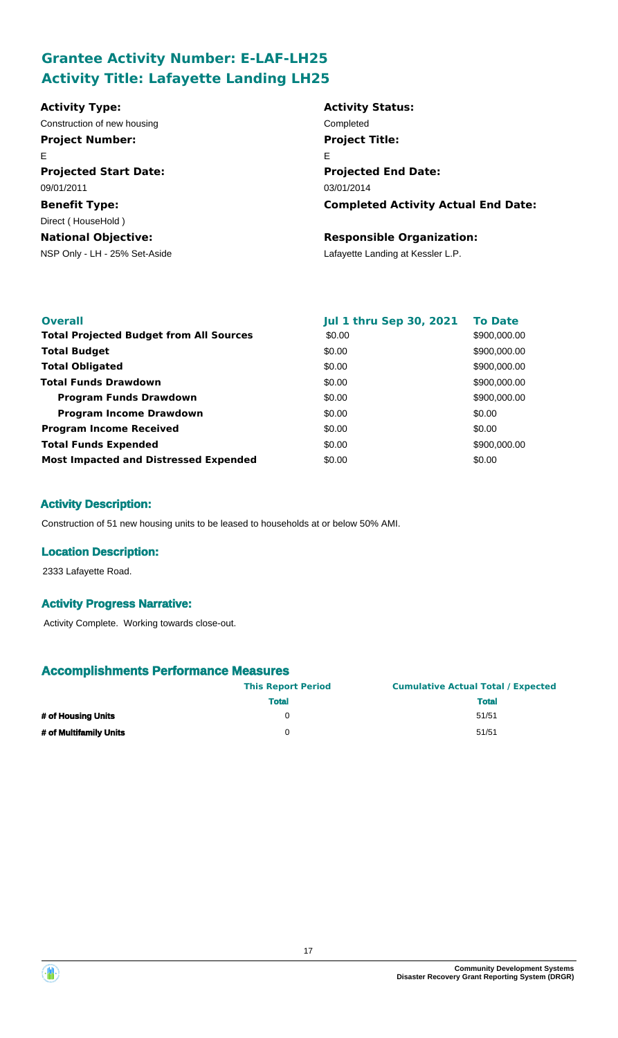## Grantee Activity Number: E-LAF-LH25
## Activity Title: Lafayette Landing LH25

**Activity Type:**
Construction of new housing

**Activity Status:**
Completed

**Project Number:**
E

**Project Title:**
E

**Projected Start Date:**
09/01/2011

**Projected End Date:**
03/01/2014

**Benefit Type:**
Direct ( HouseHold )

**Completed Activity Actual End Date:**

**National Objective:**
NSP Only - LH - 25% Set-Aside

**Responsible Organization:**
Lafayette Landing at Kessler L.P.

| Overall | Jul 1 thru Sep 30, 2021 | To Date |
|---|---|---|
| **Total Projected Budget from All Sources** | $0.00 | $900,000.00 |
| **Total Budget** | $0.00 | $900,000.00 |
| **Total Obligated** | $0.00 | $900,000.00 |
| **Total Funds Drawdown** | $0.00 | $900,000.00 |
| **Program Funds Drawdown** | $0.00 | $900,000.00 |
| **Program Income Drawdown** | $0.00 | $0.00 |
| **Program Income Received** | $0.00 | $0.00 |
| **Total Funds Expended** | $0.00 | $900,000.00 |
| **Most Impacted and Distressed Expended** | $0.00 | $0.00 |

### Activity Description:

Construction of 51 new housing units to be leased to households at or below 50% AMI.

### Location Description:

2333 Lafayette Road.

### Activity Progress Narrative:

Activity Complete. Working towards close-out.

### Accomplishments Performance Measures

| | This Report Period | Cumulative Actual Total / Expected |
|---|---|---|
| | Total | Total |
| **# of Housing Units** | 0 | 51/51 |
| **# of Multifamily Units** | 0 | 51/51 |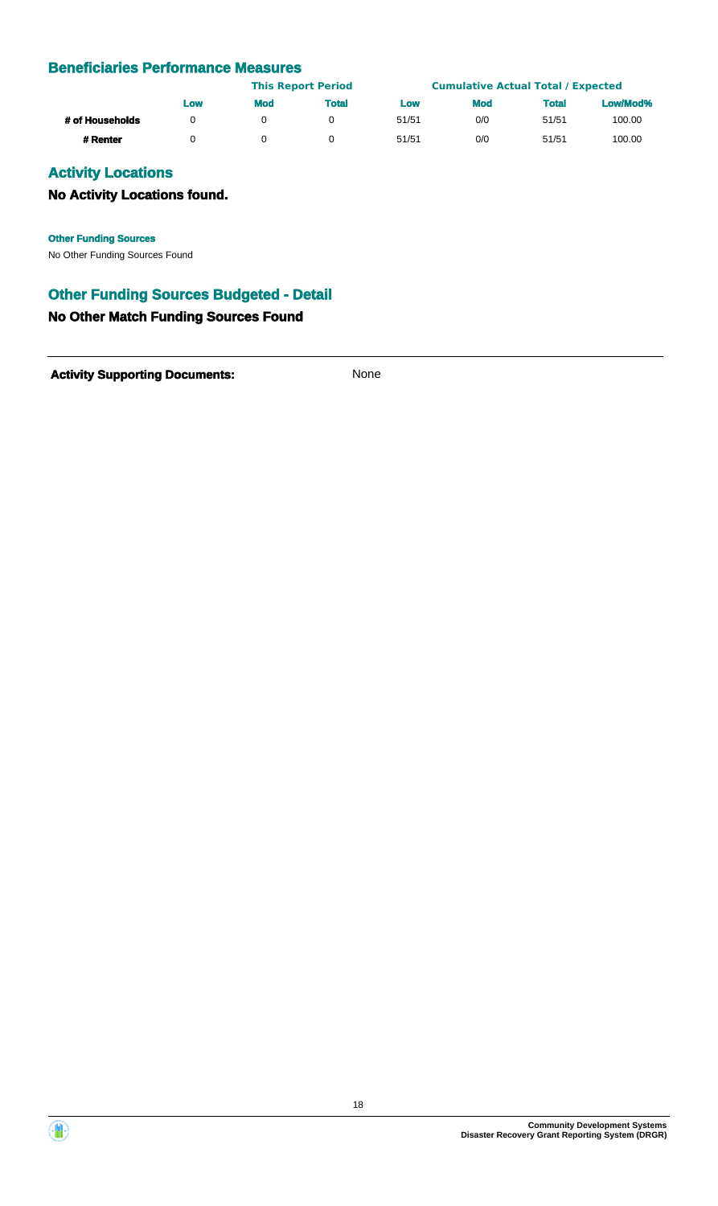## Beneficiaries Performance Measures

| | This Report Period | | | Cumulative Actual Total / Expected | | | |
|---|---|---|---|---|---|---|---|
| | **Low** | **Mod** | **Total** | **Low** | **Mod** | **Total** | **Low/Mod%** |
| **# of Households** | 0 | 0 | 0 | 51/51 | 0/0 | 51/51 | 100.00 |
| **# Renter** | 0 | 0 | 0 | 51/51 | 0/0 | 51/51 | 100.00 |

## Activity Locations

### No Activity Locations found.

**Other Funding Sources**

No Other Funding Sources Found

## Other Funding Sources Budgeted - Detail

### No Other Match Funding Sources Found

**Activity Supporting Documents:** None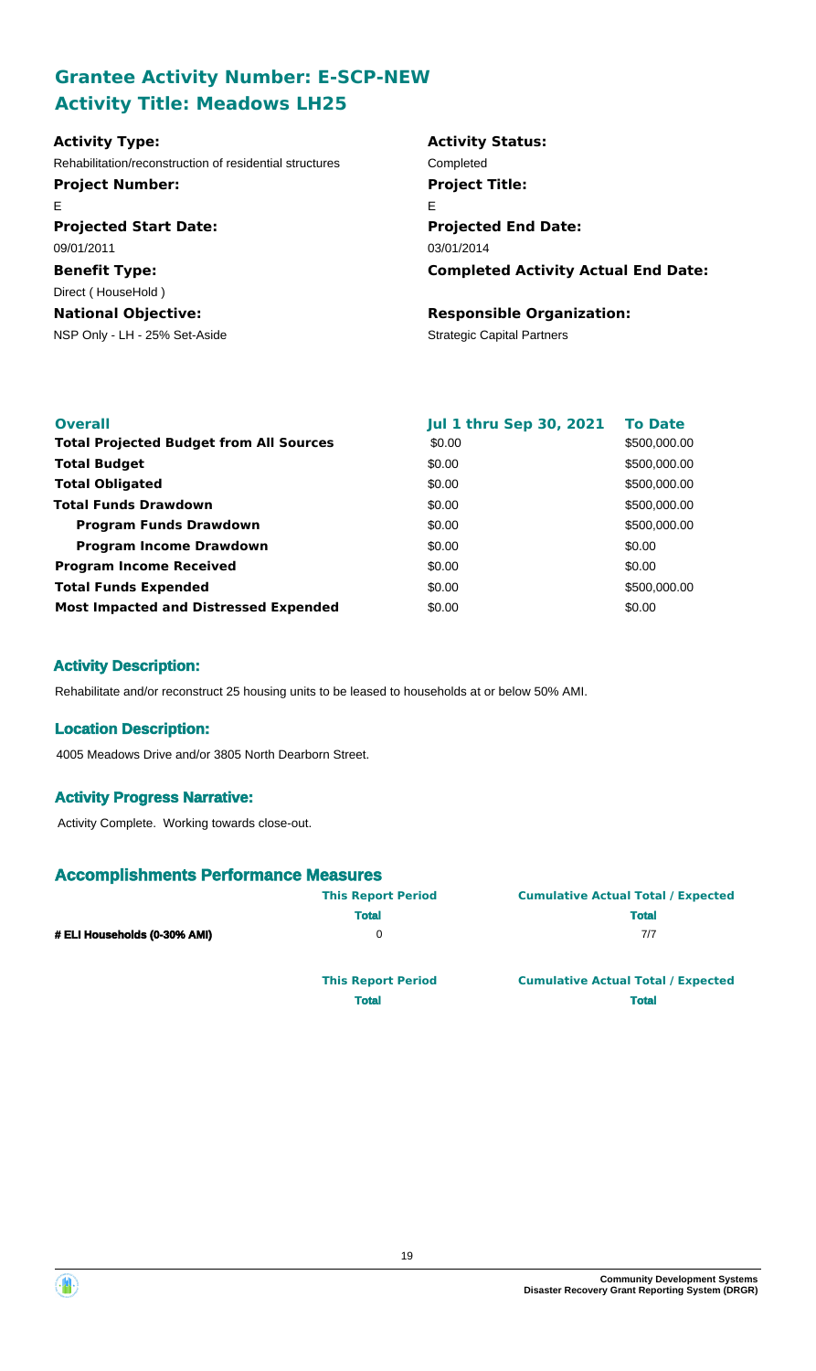## Grantee Activity Number: E-SCP-NEW
## Activity Title: Meadows LH25

**Activity Type:**
Rehabilitation/reconstruction of residential structures

**Activity Status:**
Completed

**Project Number:**
E

**Project Title:**
E

**Projected Start Date:**
09/01/2011

**Projected End Date:**
03/01/2014

**Benefit Type:**
Direct ( HouseHold )

**Completed Activity Actual End Date:**

**National Objective:**
NSP Only - LH - 25% Set-Aside

**Responsible Organization:**
Strategic Capital Partners

| Overall | Jul 1 thru Sep 30, 2021 | To Date |
|---|---|---|
| **Total Projected Budget from All Sources** | \$0.00 | \$500,000.00 |
| **Total Budget** | \$0.00 | \$500,000.00 |
| **Total Obligated** | \$0.00 | \$500,000.00 |
| **Total Funds Drawdown** | \$0.00 | \$500,000.00 |
| **Program Funds Drawdown** | \$0.00 | \$500,000.00 |
| **Program Income Drawdown** | \$0.00 | \$0.00 |
| **Program Income Received** | \$0.00 | \$0.00 |
| **Total Funds Expended** | \$0.00 | \$500,000.00 |
| **Most Impacted and Distressed Expended** | \$0.00 | \$0.00 |

### Activity Description:

Rehabilitate and/or reconstruct 25 housing units to be leased to households at or below 50% AMI.

### Location Description:

4005 Meadows Drive and/or 3805 North Dearborn Street.

### Activity Progress Narrative:

Activity Complete. Working towards close-out.

### Accomplishments Performance Measures

| | This Report Period | Cumulative Actual Total / Expected |
|---|---|---|
| | **Total** | **Total** |
| **# ELI Households (0-30% AMI)** | 0 | 7/7 |

| | This Report Period | Cumulative Actual Total / Expected |
|---|---|---|
| | **Total** | **Total** |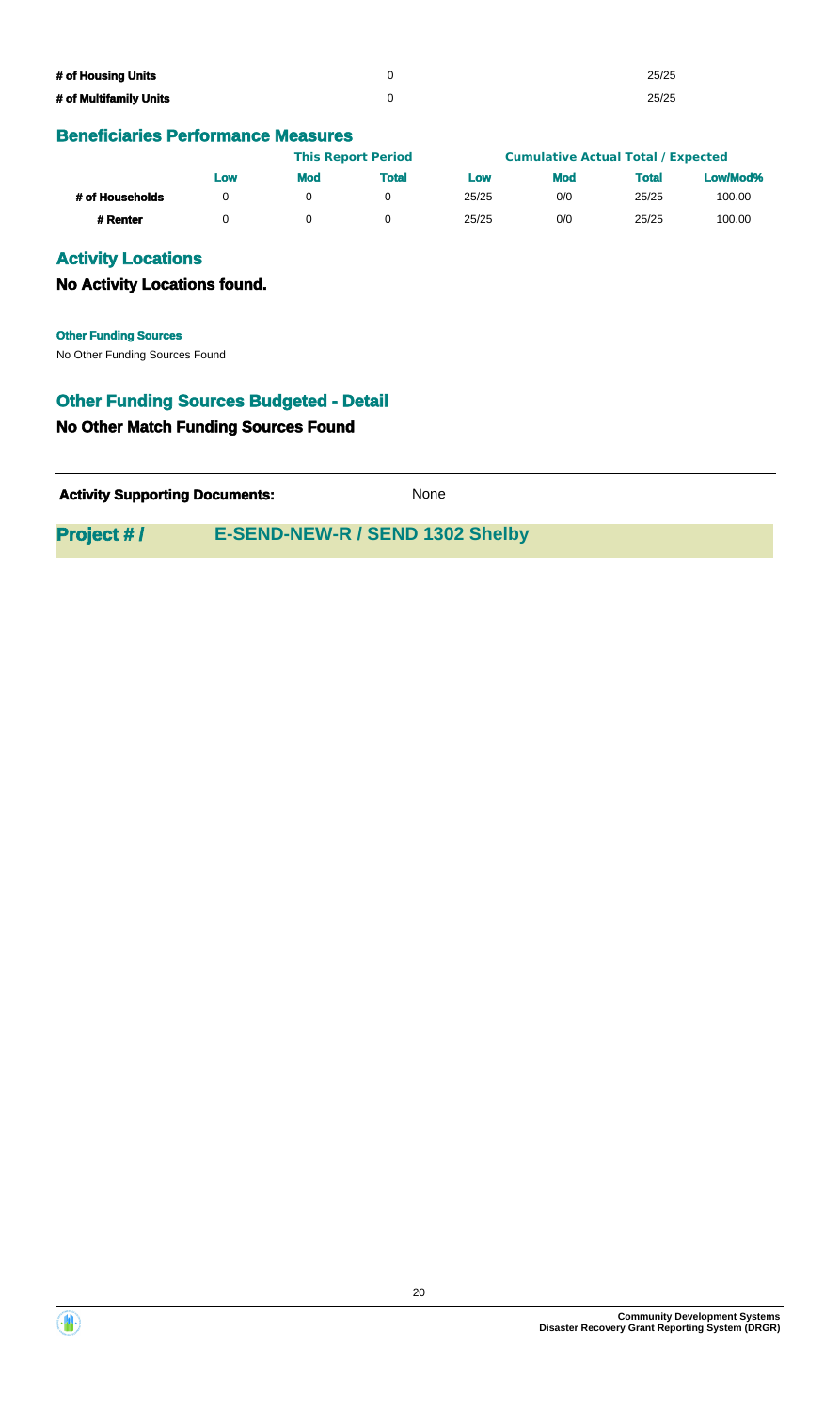| | | |
|---|---|---|
| **# of Housing Units** | 0 | 25/25 |
| **# of Multifamily Units** | 0 | 25/25 |

## Beneficiaries Performance Measures

| | This Report Period | | | Cumulative Actual Total / Expected | | | |
|---|---|---|---|---|---|---|---|
| | **Low** | **Mod** | **Total** | **Low** | **Mod** | **Total** | **Low/Mod%** |
| **# of Households** | 0 | 0 | 0 | 25/25 | 0/0 | 25/25 | 100.00 |
| **# Renter** | 0 | 0 | 0 | 25/25 | 0/0 | 25/25 | 100.00 |

## Activity Locations

### No Activity Locations found.

**Other Funding Sources**

No Other Funding Sources Found

## Other Funding Sources Budgeted - Detail

### No Other Match Funding Sources Found

**Activity Supporting Documents:** None

## Project # / E-SEND-NEW-R / SEND 1302 Shelby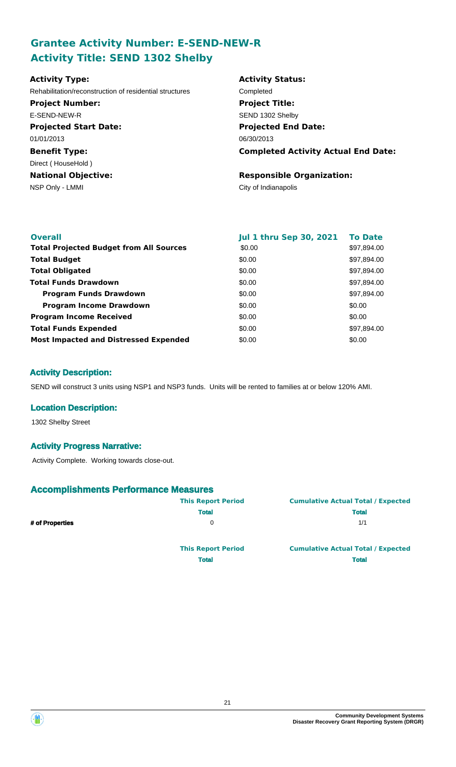## Grantee Activity Number: E-SEND-NEW-R
## Activity Title: SEND 1302 Shelby

**Activity Type:**
Rehabilitation/reconstruction of residential structures

**Project Number:**
E-SEND-NEW-R

**Projected Start Date:**
01/01/2013

**Benefit Type:**
Direct ( HouseHold )

**National Objective:**
NSP Only - LMMI

**Activity Status:**
Completed

**Project Title:**
SEND 1302 Shelby

**Projected End Date:**
06/30/2013

**Completed Activity Actual End Date:**

**Responsible Organization:**
City of Indianapolis

| Overall | Jul 1 thru Sep 30, 2021 | To Date |
|---|---|---|
| **Total Projected Budget from All Sources** | $0.00 | $97,894.00 |
| **Total Budget** | $0.00 | $97,894.00 |
| **Total Obligated** | $0.00 | $97,894.00 |
| **Total Funds Drawdown** | $0.00 | $97,894.00 |
| **Program Funds Drawdown** | $0.00 | $97,894.00 |
| **Program Income Drawdown** | $0.00 | $0.00 |
| **Program Income Received** | $0.00 | $0.00 |
| **Total Funds Expended** | $0.00 | $97,894.00 |
| **Most Impacted and Distressed Expended** | $0.00 | $0.00 |

### Activity Description:

SEND will construct 3 units using NSP1 and NSP3 funds. Units will be rented to families at or below 120% AMI.

### Location Description:

1302 Shelby Street

### Activity Progress Narrative:

Activity Complete. Working towards close-out.

## Accomplishments Performance Measures

| | This Report Period | Cumulative Actual Total / Expected |
|---|---|---|
| | **Total** | **Total** |
| **# of Properties** | 0 | 1/1 |

| | This Report Period | Cumulative Actual Total / Expected |
|---|---|---|
| | **Total** | **Total** |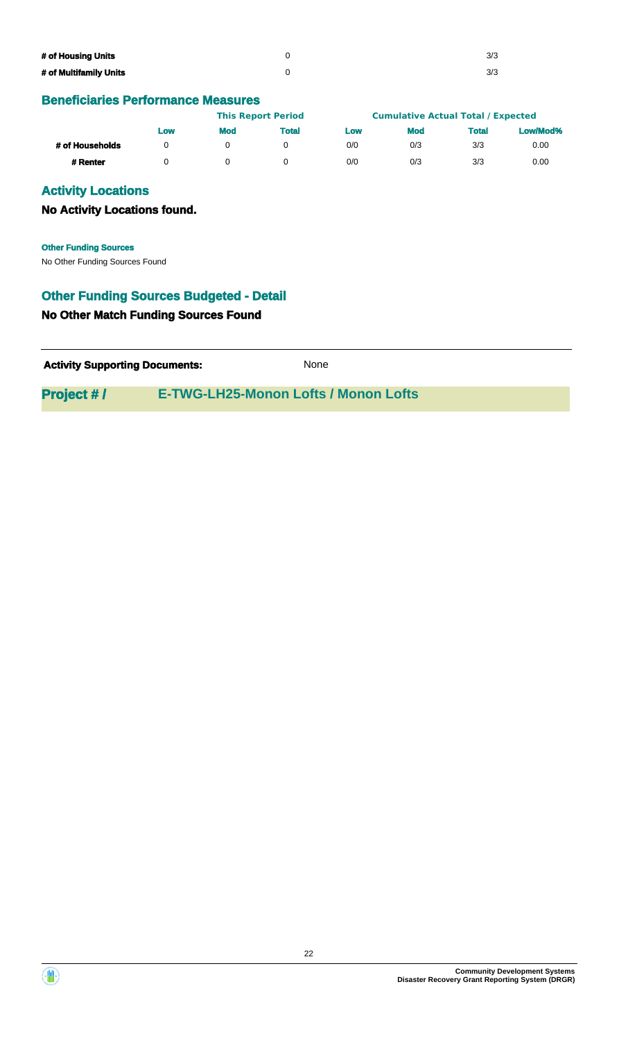| | | |
|---|---|---|
| **# of Housing Units** | 0 | 3/3 |
| **# of Multifamily Units** | 0 | 3/3 |

## Beneficiaries Performance Measures

| | This Report Period | | | Cumulative Actual Total / Expected | | | |
|---|---|---|---|---|---|---|---|
| | **Low** | **Mod** | **Total** | **Low** | **Mod** | **Total** | **Low/Mod%** |
| **# of Households** | 0 | 0 | 0 | 0/0 | 0/3 | 3/3 | 0.00 |
| **# Renter** | 0 | 0 | 0 | 0/0 | 0/3 | 3/3 | 0.00 |

## Activity Locations

### No Activity Locations found.

**Other Funding Sources**

No Other Funding Sources Found

## Other Funding Sources Budgeted - Detail

### No Other Match Funding Sources Found

**Activity Supporting Documents:** None

## Project # / E-TWG-LH25-Monon Lofts / Monon Lofts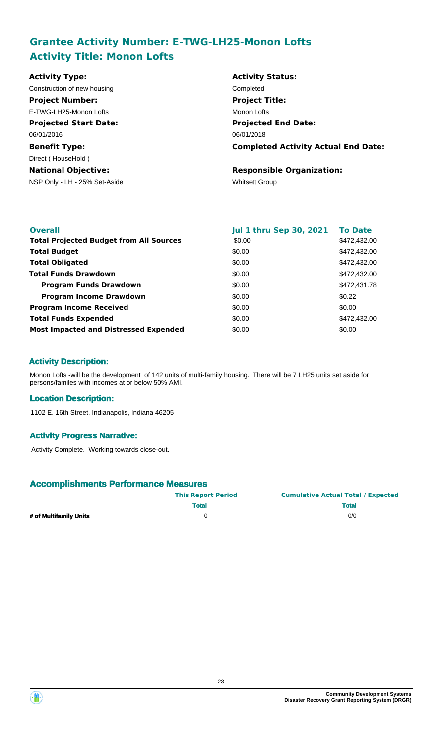## Grantee Activity Number: E-TWG-LH25-Monon Lofts
## Activity Title: Monon Lofts

**Activity Type:**
Construction of new housing

**Activity Status:**
Completed

**Project Number:**
E-TWG-LH25-Monon Lofts

**Project Title:**
Monon Lofts

**Projected Start Date:**
06/01/2016

**Projected End Date:**
06/01/2018

**Benefit Type:**
Direct ( HouseHold )

**Completed Activity Actual End Date:**

**National Objective:**
NSP Only - LH - 25% Set-Aside

**Responsible Organization:**
Whitsett Group

| Overall | Jul 1 thru Sep 30, 2021 | To Date |
| --- | --- | --- |
| Total Projected Budget from All Sources | $0.00 | $472,432.00 |
| Total Budget | $0.00 | $472,432.00 |
| Total Obligated | $0.00 | $472,432.00 |
| Total Funds Drawdown | $0.00 | $472,432.00 |
| Program Funds Drawdown | $0.00 | $472,431.78 |
| Program Income Drawdown | $0.00 | $0.22 |
| Program Income Received | $0.00 | $0.00 |
| Total Funds Expended | $0.00 | $472,432.00 |
| Most Impacted and Distressed Expended | $0.00 | $0.00 |

### Activity Description:

Monon Lofts -will be the development of 142 units of multi-family housing. There will be 7 LH25 units set aside for persons/familes with incomes at or below 50% AMI.

### Location Description:

1102 E. 16th Street, Indianapolis, Indiana 46205

### Activity Progress Narrative:

Activity Complete. Working towards close-out.

## Accomplishments Performance Measures

| | This Report Period | Cumulative Actual Total / Expected |
| --- | --- | --- |
| | Total | Total |
| # of Multifamily Units | 0 | 0/0 |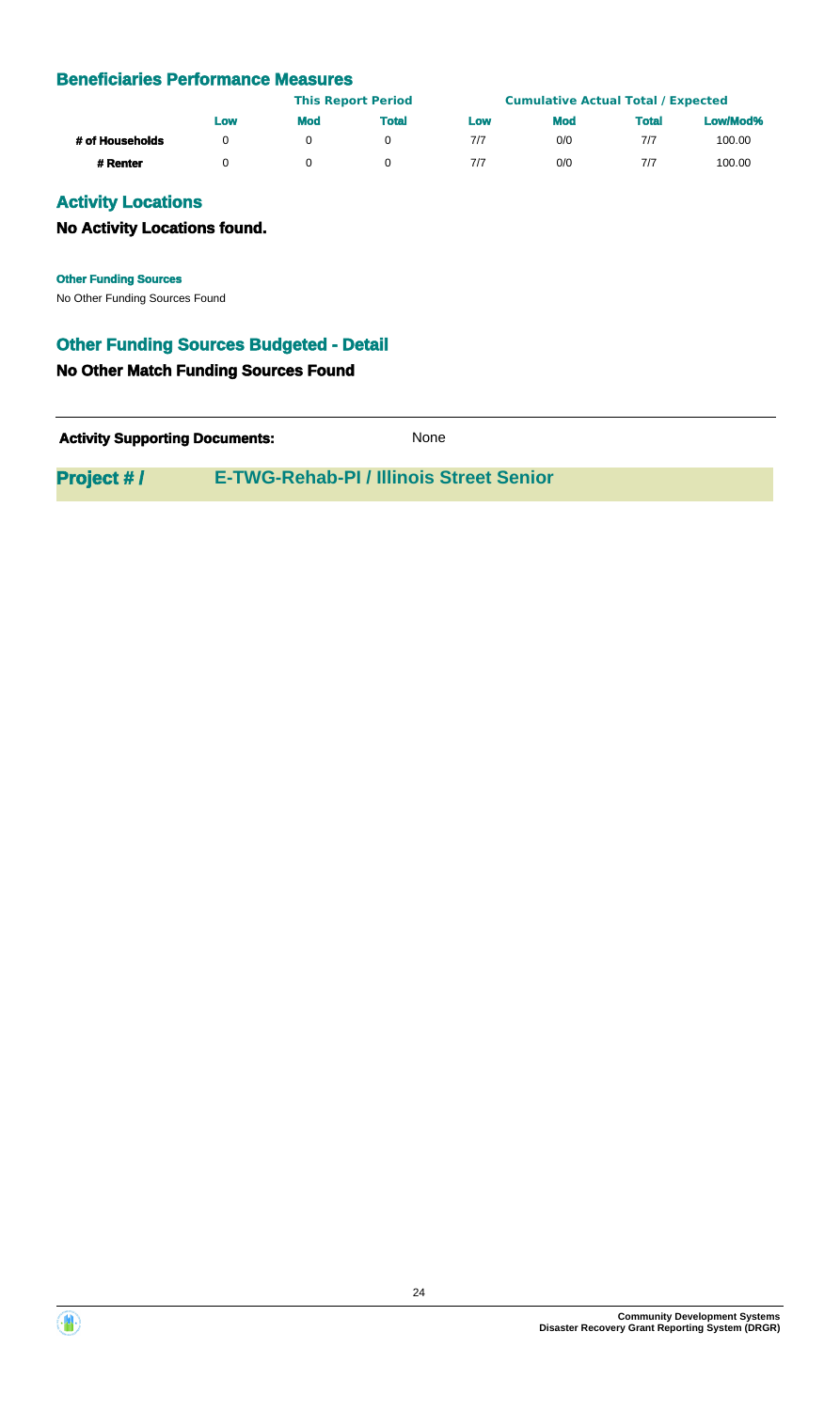## Beneficiaries Performance Measures

| | This Report Period | | | Cumulative Actual Total / Expected | | | |
|---|---|---|---|---|---|---|---|
| | **Low** | **Mod** | **Total** | **Low** | **Mod** | **Total** | **Low/Mod%** |
| **# of Households** | 0 | 0 | 0 | 7/7 | 0/0 | 7/7 | 100.00 |
| **# Renter** | 0 | 0 | 0 | 7/7 | 0/0 | 7/7 | 100.00 |

## Activity Locations

### No Activity Locations found.

**Other Funding Sources**

No Other Funding Sources Found

## Other Funding Sources Budgeted - Detail

### No Other Match Funding Sources Found

**Activity Supporting Documents:** None

## Project # / E-TWG-Rehab-PI / Illinois Street Senior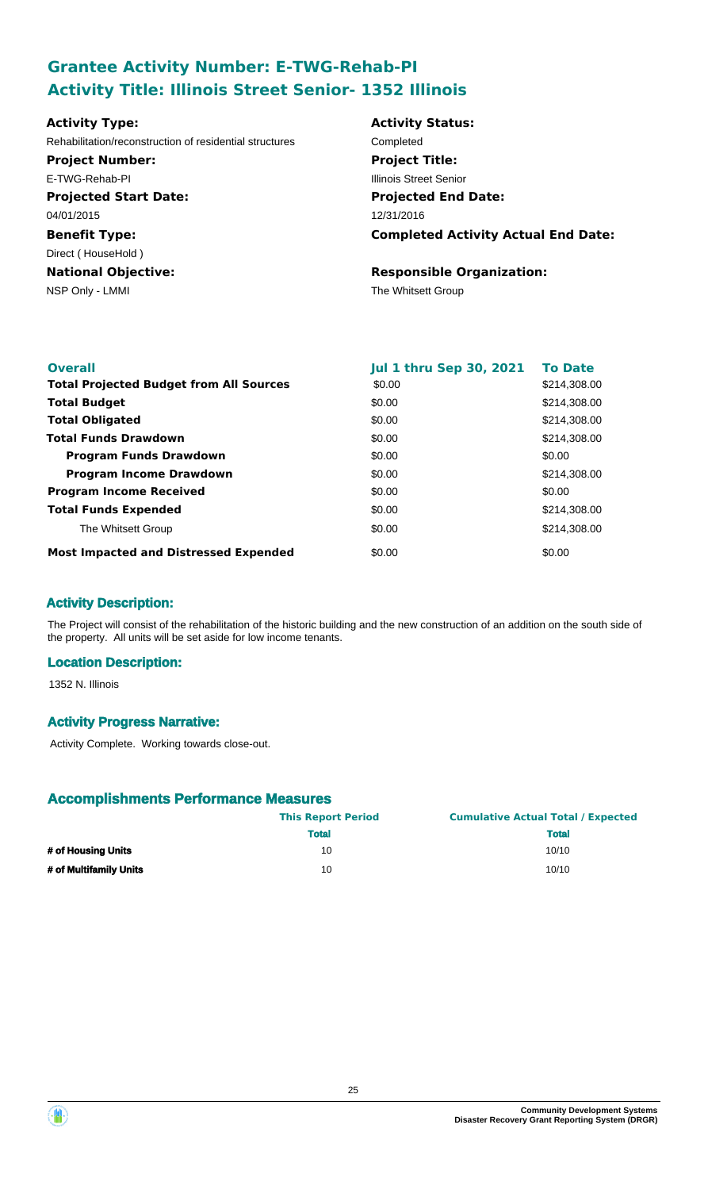## Grantee Activity Number: E-TWG-Rehab-PI
## Activity Title: Illinois Street Senior- 1352 Illinois

**Activity Type:**
Rehabilitation/reconstruction of residential structures

**Project Number:**
E-TWG-Rehab-PI

**Projected Start Date:**
04/01/2015

**Benefit Type:**
Direct ( HouseHold )

**National Objective:**
NSP Only - LMMI

**Activity Status:**
Completed

**Project Title:**
Illinois Street Senior

**Projected End Date:**
12/31/2016

**Completed Activity Actual End Date:**

**Responsible Organization:**
The Whitsett Group

| Overall | Jul 1 thru Sep 30, 2021 | To Date |
|---|---|---|
| **Total Projected Budget from All Sources** | \$0.00 | \$214,308.00 |
| **Total Budget** | \$0.00 | \$214,308.00 |
| **Total Obligated** | \$0.00 | \$214,308.00 |
| **Total Funds Drawdown** | \$0.00 | \$214,308.00 |
| **Program Funds Drawdown** | \$0.00 | \$0.00 |
| **Program Income Drawdown** | \$0.00 | \$214,308.00 |
| **Program Income Received** | \$0.00 | \$0.00 |
| **Total Funds Expended** | \$0.00 | \$214,308.00 |
| The Whitsett Group | \$0.00 | \$214,308.00 |
| **Most Impacted and Distressed Expended** | \$0.00 | \$0.00 |

### Activity Description:

The Project will consist of the rehabilitation of the historic building and the new construction of an addition on the south side of the property. All units will be set aside for low income tenants.

### Location Description:

1352 N. Illinois

### Activity Progress Narrative:

Activity Complete. Working towards close-out.

### Accomplishments Performance Measures

| | This Report Period | Cumulative Actual Total / Expected |
|---|---|---|
| | **Total** | **Total** |
| **# of Housing Units** | 10 | 10/10 |
| **# of Multifamily Units** | 10 | 10/10 |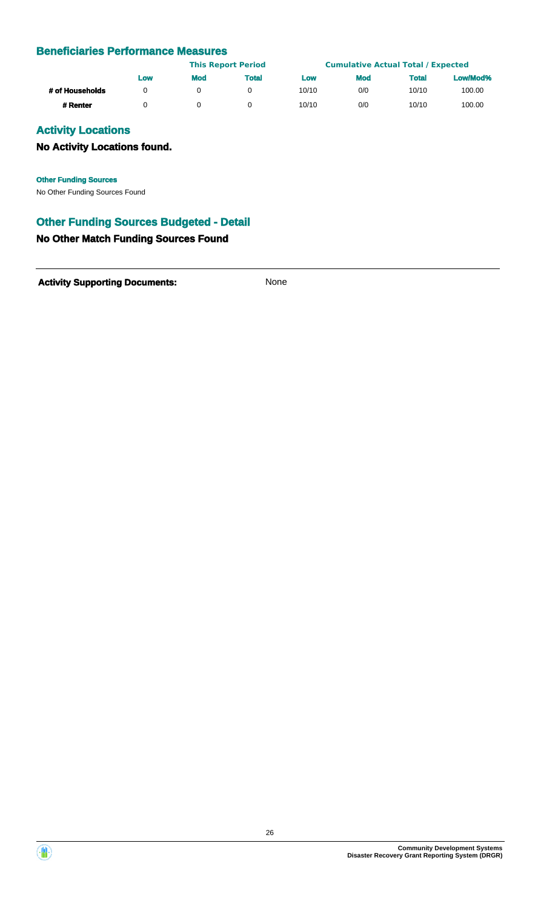## Beneficiaries Performance Measures

| | This Report Period | | | Cumulative Actual Total / Expected | | | |
|---|---|---|---|---|---|---|---|
| | Low | Mod | Total | Low | Mod | Total | Low/Mod% |
| # of Households | 0 | 0 | 0 | 10/10 | 0/0 | 10/10 | 100.00 |
| # Renter | 0 | 0 | 0 | 10/10 | 0/0 | 10/10 | 100.00 |

## Activity Locations

### No Activity Locations found.

**Other Funding Sources**

No Other Funding Sources Found

## Other Funding Sources Budgeted - Detail

### No Other Match Funding Sources Found

**Activity Supporting Documents:** None